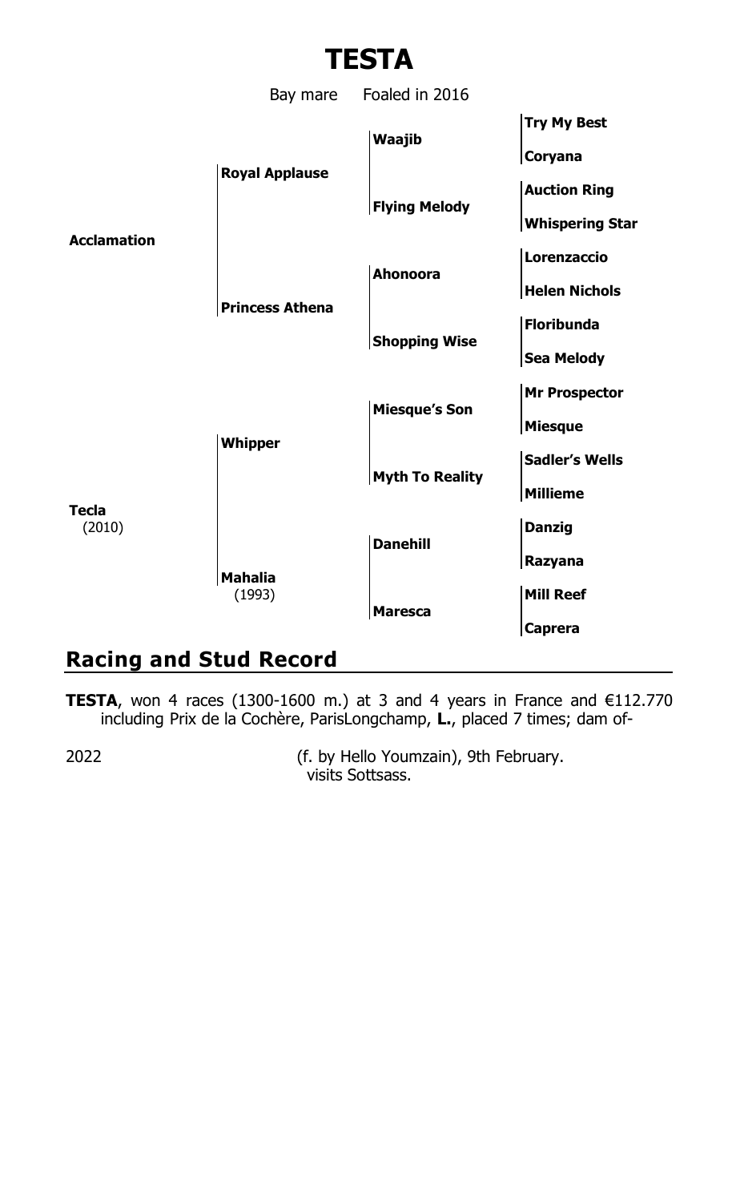# TESTA

Bay mare Foaled in 2016

| | | | |
|---|---|---|---|
| **Acclamation** | **Royal Applause** | **Waajib** | **Try My Best** |
| | | | **Coryana** |
| | | **Flying Melody** | **Auction Ring** |
| | | | **Whispering Star** |
| | **Princess Athena** | **Ahonoora** | **Lorenzaccio** |
| | | | **Helen Nichols** |
| | | **Shopping Wise** | **Floribunda** |
| | | | **Sea Melody** |
| **Tecla** (2010) | **Whipper** | **Miesque's Son** | **Mr Prospector** |
| | | | **Miesque** |
| | | **Myth To Reality** | **Sadler's Wells** |
| | | | **Millieme** |
| | **Mahalia** (1993) | **Danehill** | **Danzig** |
| | | | **Razyana** |
| | | **Maresca** | **Mill Reef** |
| | | | **Caprera** |

## Racing and Stud Record

**TESTA**, won 4 races (1300-1600 m.) at 3 and 4 years in France and €112.770 including Prix de la Cochère, ParisLongchamp, **L.**, placed 7 times; dam of-

2022 (f. by Hello Youmzain), 9th February.
visits Sottsass.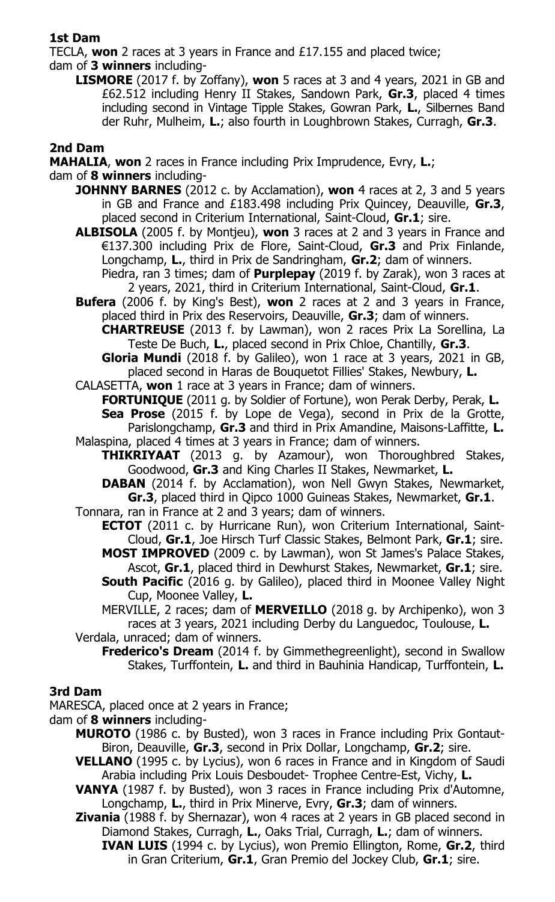## 1st Dam

TECLA, **won** 2 races at 3 years in France and £17.155 and placed twice; dam of **3 winners** including-

- **LISMORE** (2017 f. by Zoffany), **won** 5 races at 3 and 4 years, 2021 in GB and £62.512 including Henry II Stakes, Sandown Park, **Gr.3**, placed 4 times including second in Vintage Tipple Stakes, Gowran Park, **L.**, Silbernes Band der Ruhr, Mulheim, **L.**; also fourth in Loughbrown Stakes, Curragh, **Gr.3**.

## 2nd Dam

**MAHALIA**, **won** 2 races in France including Prix Imprudence, Evry, **L.**; dam of **8 winners** including-

- **JOHNNY BARNES** (2012 c. by Acclamation), **won** 4 races at 2, 3 and 5 years in GB and France and £183.498 including Prix Quincey, Deauville, **Gr.3**, placed second in Criterium International, Saint-Cloud, **Gr.1**; sire.
- **ALBISOLA** (2005 f. by Montjeu), **won** 3 races at 2 and 3 years in France and €137.300 including Prix de Flore, Saint-Cloud, **Gr.3** and Prix Finlande, Longchamp, **L.**, third in Prix de Sandringham, **Gr.2**; dam of winners.
  - Piedra, ran 3 times; dam of **Purplepay** (2019 f. by Zarak), won 3 races at 2 years, 2021, third in Criterium International, Saint-Cloud, **Gr.1**.
- **Bufera** (2006 f. by King's Best), **won** 2 races at 2 and 3 years in France, placed third in Prix des Reservoirs, Deauville, **Gr.3**; dam of winners.
  - **CHARTREUSE** (2013 f. by Lawman), won 2 races Prix La Sorellina, La Teste De Buch, **L.**, placed second in Prix Chloe, Chantilly, **Gr.3**.
  - **Gloria Mundi** (2018 f. by Galileo), won 1 race at 3 years, 2021 in GB, placed second in Haras de Bouquetot Fillies' Stakes, Newbury, **L.**
- CALASETTA, **won** 1 race at 3 years in France; dam of winners.
  - **FORTUNIQUE** (2011 g. by Soldier of Fortune), won Perak Derby, Perak, **L.**
  - **Sea Prose** (2015 f. by Lope de Vega), second in Prix de la Grotte, Parislongchamp, **Gr.3** and third in Prix Amandine, Maisons-Laffitte, **L.**
- Malaspina, placed 4 times at 3 years in France; dam of winners.
  - **THIKRIYAAT** (2013 g. by Azamour), won Thoroughbred Stakes, Goodwood, **Gr.3** and King Charles II Stakes, Newmarket, **L.**
  - **DABAN** (2014 f. by Acclamation), won Nell Gwyn Stakes, Newmarket, **Gr.3**, placed third in Qipco 1000 Guineas Stakes, Newmarket, **Gr.1**.
- Tonnara, ran in France at 2 and 3 years; dam of winners.
  - **ECTOT** (2011 c. by Hurricane Run), won Criterium International, Saint-Cloud, **Gr.1**, Joe Hirsch Turf Classic Stakes, Belmont Park, **Gr.1**; sire.
  - **MOST IMPROVED** (2009 c. by Lawman), won St James's Palace Stakes, Ascot, **Gr.1**, placed third in Dewhurst Stakes, Newmarket, **Gr.1**; sire.
  - **South Pacific** (2016 g. by Galileo), placed third in Moonee Valley Night Cup, Moonee Valley, **L.**
  - MERVILLE, 2 races; dam of **MERVEILLO** (2018 g. by Archipenko), won 3 races at 3 years, 2021 including Derby du Languedoc, Toulouse, **L.**
- Verdala, unraced; dam of winners.
  - **Frederico's Dream** (2014 f. by Gimmethegreenlight), second in Swallow Stakes, Turffontein, **L.** and third in Bauhinia Handicap, Turffontein, **L.**

## 3rd Dam

MARESCA, placed once at 2 years in France; dam of **8 winners** including-

- **MUROTO** (1986 c. by Busted), won 3 races in France including Prix Gontaut-Biron, Deauville, **Gr.3**, second in Prix Dollar, Longchamp, **Gr.2**; sire.
- **VELLANO** (1995 c. by Lycius), won 6 races in France and in Kingdom of Saudi Arabia including Prix Louis Desboudet- Trophee Centre-Est, Vichy, **L.**
- **VANYA** (1987 f. by Busted), won 3 races in France including Prix d'Automne, Longchamp, **L.**, third in Prix Minerve, Evry, **Gr.3**; dam of winners.
- **Zivania** (1988 f. by Shernazar), won 4 races at 2 years in GB placed second in Diamond Stakes, Curragh, **L.**, Oaks Trial, Curragh, **L.**; dam of winners.
  - **IVAN LUIS** (1994 c. by Lycius), won Premio Ellington, Rome, **Gr.2**, third in Gran Criterium, **Gr.1**, Gran Premio del Jockey Club, **Gr.1**; sire.